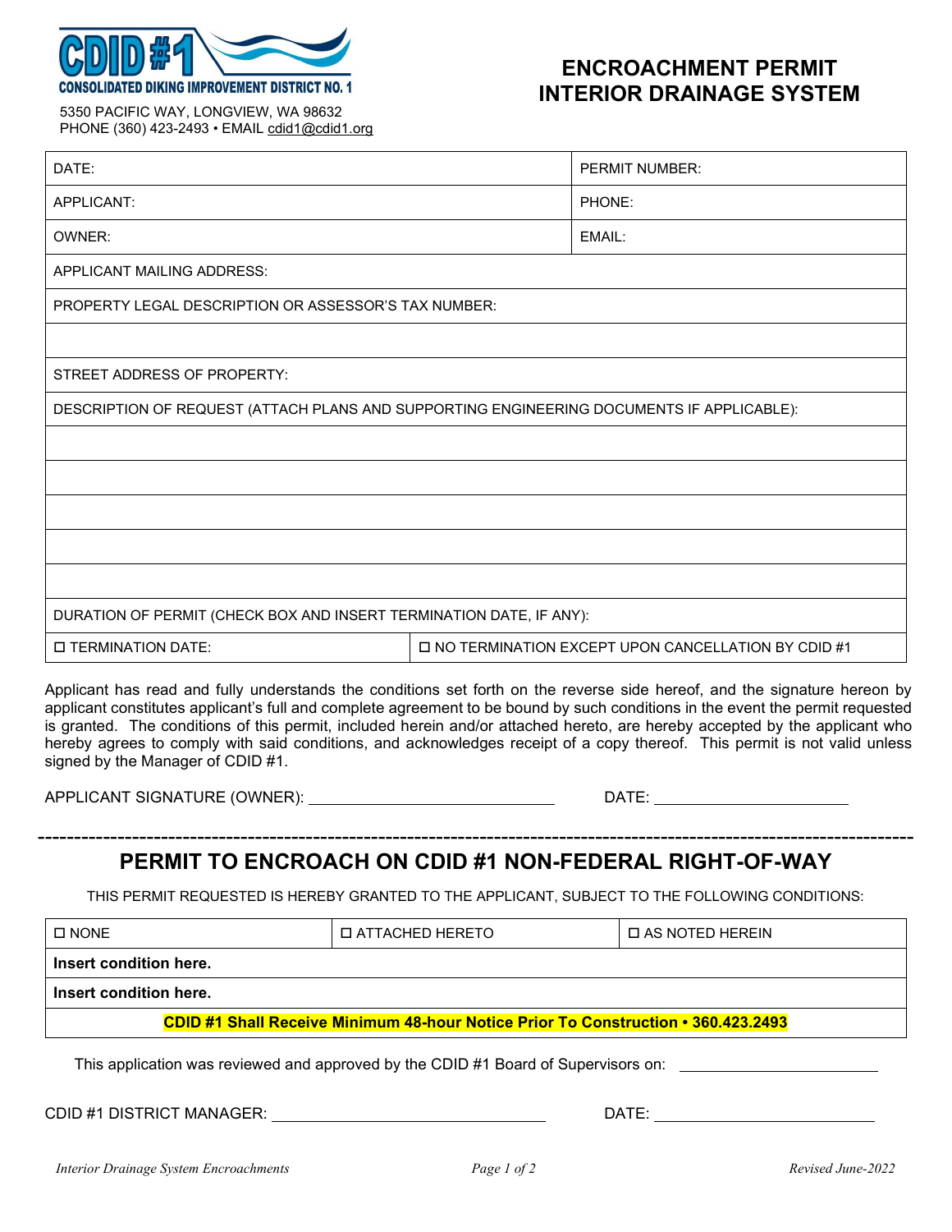CDID #1
CONSOLIDATED DIKING IMPROVEMENT DISTRICT NO. 1

5350 PACIFIC WAY, LONGVIEW, WA 98632
PHONE (360) 423-2493 • EMAIL cdid1@cdid1.org

# ENCROACHMENT PERMIT INTERIOR DRAINAGE SYSTEM

| DATE: | PERMIT NUMBER: |
|---|---|
| APPLICANT: | PHONE: |
| OWNER: | EMAIL: |
| APPLICANT MAILING ADDRESS: | |
| PROPERTY LEGAL DESCRIPTION OR ASSESSOR'S TAX NUMBER: | |
| | |
| STREET ADDRESS OF PROPERTY: | |
| DESCRIPTION OF REQUEST (ATTACH PLANS AND SUPPORTING ENGINEERING DOCUMENTS IF APPLICABLE): | |
| | |
| | |
| | |
| | |
| | |
| DURATION OF PERMIT (CHECK BOX AND INSERT TERMINATION DATE, IF ANY): | |
| ☐ TERMINATION DATE: | ☐ NO TERMINATION EXCEPT UPON CANCELLATION BY CDID #1 |

Applicant has read and fully understands the conditions set forth on the reverse side hereof, and the signature hereon by applicant constitutes applicant's full and complete agreement to be bound by such conditions in the event the permit requested is granted. The conditions of this permit, included herein and/or attached hereto, are hereby accepted by the applicant who hereby agrees to comply with said conditions, and acknowledges receipt of a copy thereof. This permit is not valid unless signed by the Manager of CDID #1.

APPLICANT SIGNATURE (OWNER): ____________________________ DATE: ______________________

---

## PERMIT TO ENCROACH ON CDID #1 NON-FEDERAL RIGHT-OF-WAY

THIS PERMIT REQUESTED IS HEREBY GRANTED TO THE APPLICANT, SUBJECT TO THE FOLLOWING CONDITIONS:

| ☐ NONE | ☐ ATTACHED HERETO | ☐ AS NOTED HEREIN |
|---|---|---|
| **Insert condition here.** | | |
| **Insert condition here.** | | |
| **CDID #1 Shall Receive Minimum 48-hour Notice Prior To Construction • 360.423.2493** | | |

This application was reviewed and approved by the CDID #1 Board of Supervisors on: ______________________

CDID #1 DISTRICT MANAGER: ______________________________ DATE: ______________________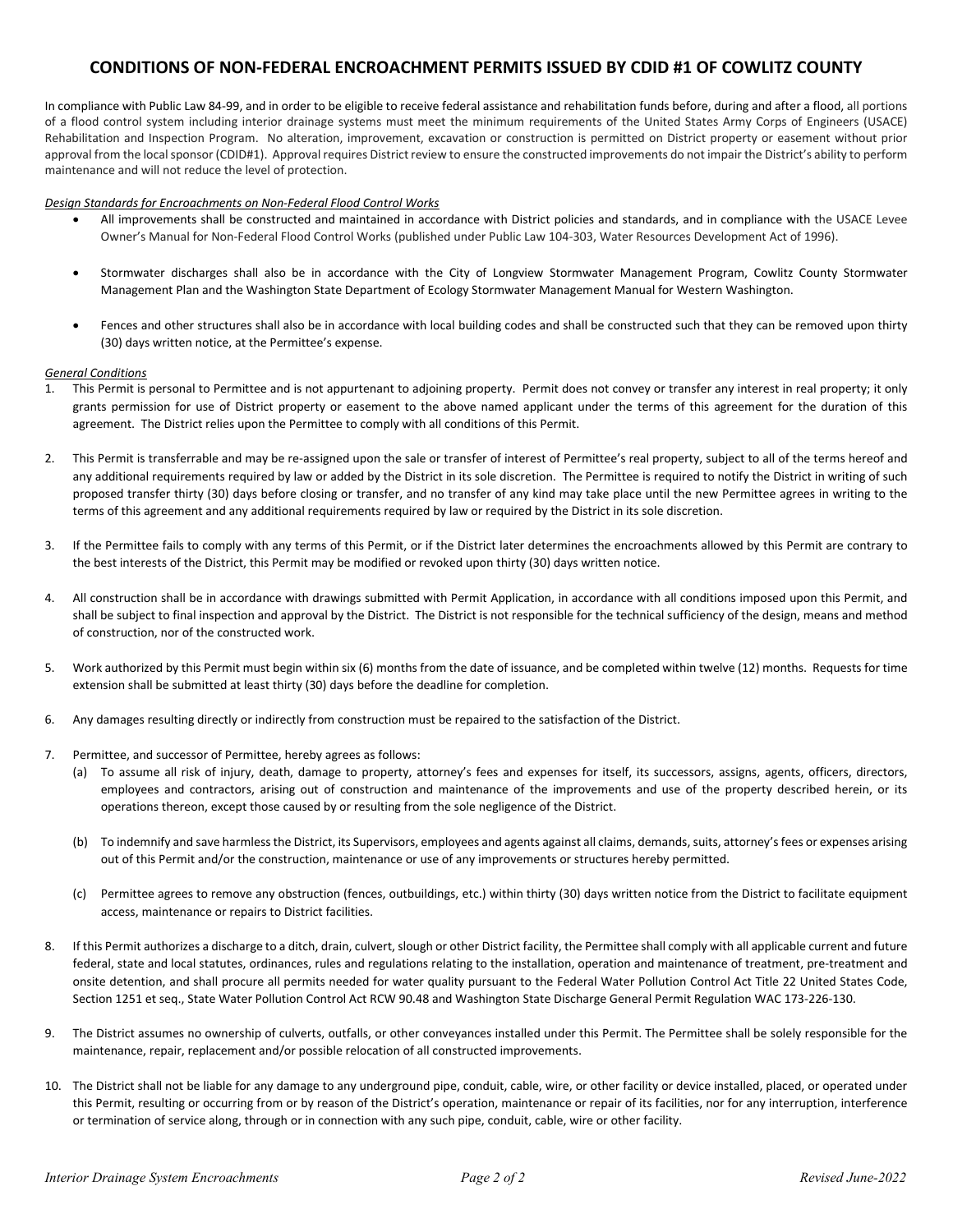# CONDITIONS OF NON-FEDERAL ENCROACHMENT PERMITS ISSUED BY CDID #1 OF COWLITZ COUNTY

In compliance with Public Law 84-99, and in order to be eligible to receive federal assistance and rehabilitation funds before, during and after a flood, all portions of a flood control system including interior drainage systems must meet the minimum requirements of the United States Army Corps of Engineers (USACE) Rehabilitation and Inspection Program. No alteration, improvement, excavation or construction is permitted on District property or easement without prior approval from the local sponsor (CDID#1). Approval requires District review to ensure the constructed improvements do not impair the District's ability to perform maintenance and will not reduce the level of protection.

*Design Standards for Encroachments on Non-Federal Flood Control Works*

- All improvements shall be constructed and maintained in accordance with District policies and standards, and in compliance with the USACE Levee Owner's Manual for Non-Federal Flood Control Works (published under Public Law 104-303, Water Resources Development Act of 1996).
- Stormwater discharges shall also be in accordance with the City of Longview Stormwater Management Program, Cowlitz County Stormwater Management Plan and the Washington State Department of Ecology Stormwater Management Manual for Western Washington.
- Fences and other structures shall also be in accordance with local building codes and shall be constructed such that they can be removed upon thirty (30) days written notice, at the Permittee's expense.

*General Conditions*

1. This Permit is personal to Permittee and is not appurtenant to adjoining property. Permit does not convey or transfer any interest in real property; it only grants permission for use of District property or easement to the above named applicant under the terms of this agreement for the duration of this agreement. The District relies upon the Permittee to comply with all conditions of this Permit.
2. This Permit is transferrable and may be re-assigned upon the sale or transfer of interest of Permittee's real property, subject to all of the terms hereof and any additional requirements required by law or added by the District in its sole discretion. The Permittee is required to notify the District in writing of such proposed transfer thirty (30) days before closing or transfer, and no transfer of any kind may take place until the new Permittee agrees in writing to the terms of this agreement and any additional requirements required by law or required by the District in its sole discretion.
3. If the Permittee fails to comply with any terms of this Permit, or if the District later determines the encroachments allowed by this Permit are contrary to the best interests of the District, this Permit may be modified or revoked upon thirty (30) days written notice.
4. All construction shall be in accordance with drawings submitted with Permit Application, in accordance with all conditions imposed upon this Permit, and shall be subject to final inspection and approval by the District. The District is not responsible for the technical sufficiency of the design, means and method of construction, nor of the constructed work.
5. Work authorized by this Permit must begin within six (6) months from the date of issuance, and be completed within twelve (12) months. Requests for time extension shall be submitted at least thirty (30) days before the deadline for completion.
6. Any damages resulting directly or indirectly from construction must be repaired to the satisfaction of the District.
7. Permittee, and successor of Permittee, hereby agrees as follows:
   (a) To assume all risk of injury, death, damage to property, attorney's fees and expenses for itself, its successors, assigns, agents, officers, directors, employees and contractors, arising out of construction and maintenance of the improvements and use of the property described herein, or its operations thereon, except those caused by or resulting from the sole negligence of the District.

   (b) To indemnify and save harmless the District, its Supervisors, employees and agents against all claims, demands, suits, attorney's fees or expenses arising out of this Permit and/or the construction, maintenance or use of any improvements or structures hereby permitted.

   (c) Permittee agrees to remove any obstruction (fences, outbuildings, etc.) within thirty (30) days written notice from the District to facilitate equipment access, maintenance or repairs to District facilities.
8. If this Permit authorizes a discharge to a ditch, drain, culvert, slough or other District facility, the Permittee shall comply with all applicable current and future federal, state and local statutes, ordinances, rules and regulations relating to the installation, operation and maintenance of treatment, pre-treatment and onsite detention, and shall procure all permits needed for water quality pursuant to the Federal Water Pollution Control Act Title 22 United States Code, Section 1251 et seq., State Water Pollution Control Act RCW 90.48 and Washington State Discharge General Permit Regulation WAC 173-226-130.
9. The District assumes no ownership of culverts, outfalls, or other conveyances installed under this Permit. The Permittee shall be solely responsible for the maintenance, repair, replacement and/or possible relocation of all constructed improvements.
10. The District shall not be liable for any damage to any underground pipe, conduit, cable, wire, or other facility or device installed, placed, or operated under this Permit, resulting or occurring from or by reason of the District's operation, maintenance or repair of its facilities, nor for any interruption, interference or termination of service along, through or in connection with any such pipe, conduit, cable, wire or other facility.